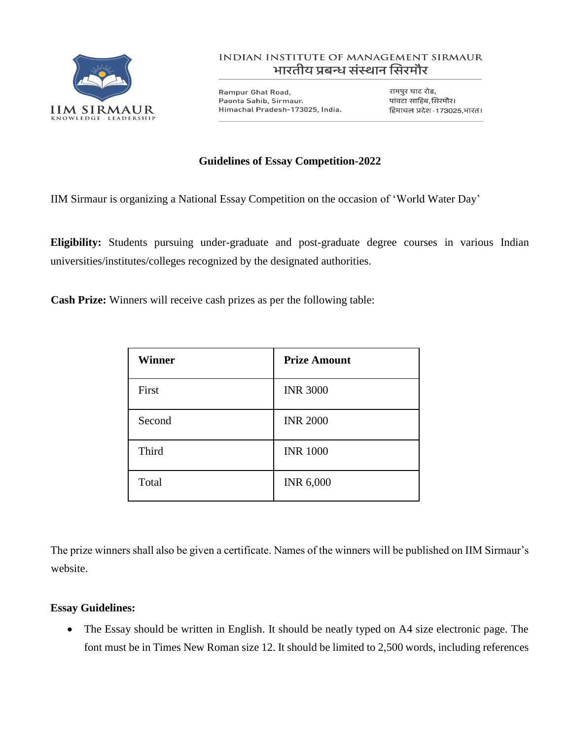INDIAN INSTITUTE OF MANAGEMENT SIRMAUR
भारतीय प्रबन्ध संस्थान सिरमौर

IIM SIRMAUR
KNOWLEDGE . LEADERSHIP

Rampur Ghat Road,
Paonta Sahib, Sirmaur.
Himachal Pradesh-173025, India.

रामपुर घाट रोड,
पांवटा साहिब, सिरमौर।
हिमाचल प्रदेश-173025, भारत।

## Guidelines of Essay Competition-2022

IIM Sirmaur is organizing a National Essay Competition on the occasion of 'World Water Day'

**Eligibility:** Students pursuing under-graduate and post-graduate degree courses in various Indian universities/institutes/colleges recognized by the designated authorities.

**Cash Prize:** Winners will receive cash prizes as per the following table:

| Winner | Prize Amount |
|---|---|
| First | INR 3000 |
| Second | INR 2000 |
| Third | INR 1000 |
| Total | INR 6,000 |

The prize winners shall also be given a certificate. Names of the winners will be published on IIM Sirmaur's website.

**Essay Guidelines:**

- The Essay should be written in English. It should be neatly typed on A4 size electronic page. The font must be in Times New Roman size 12. It should be limited to 2,500 words, including references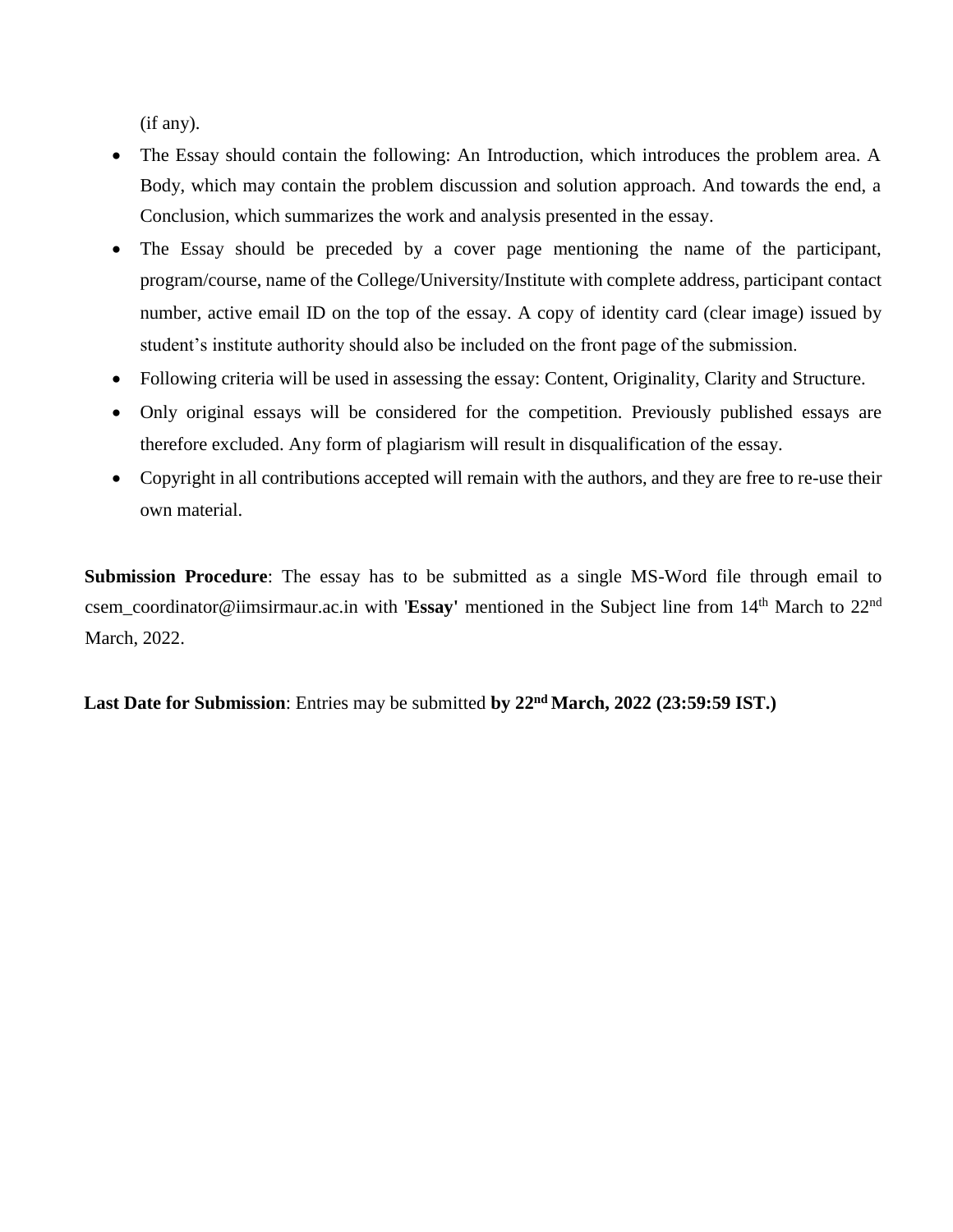(if any).

- The Essay should contain the following: An Introduction, which introduces the problem area. A Body, which may contain the problem discussion and solution approach. And towards the end, a Conclusion, which summarizes the work and analysis presented in the essay.
- The Essay should be preceded by a cover page mentioning the name of the participant, program/course, name of the College/University/Institute with complete address, participant contact number, active email ID on the top of the essay. A copy of identity card (clear image) issued by student's institute authority should also be included on the front page of the submission.
- Following criteria will be used in assessing the essay: Content, Originality, Clarity and Structure.
- Only original essays will be considered for the competition. Previously published essays are therefore excluded. Any form of plagiarism will result in disqualification of the essay.
- Copyright in all contributions accepted will remain with the authors, and they are free to re-use their own material.

**Submission Procedure**: The essay has to be submitted as a single MS-Word file through email to csem_coordinator@iimsirmaur.ac.in with '**Essay**' mentioned in the Subject line from 14th March to 22nd March, 2022.

**Last Date for Submission**: Entries may be submitted **by 22nd March, 2022 (23:59:59 IST.)**